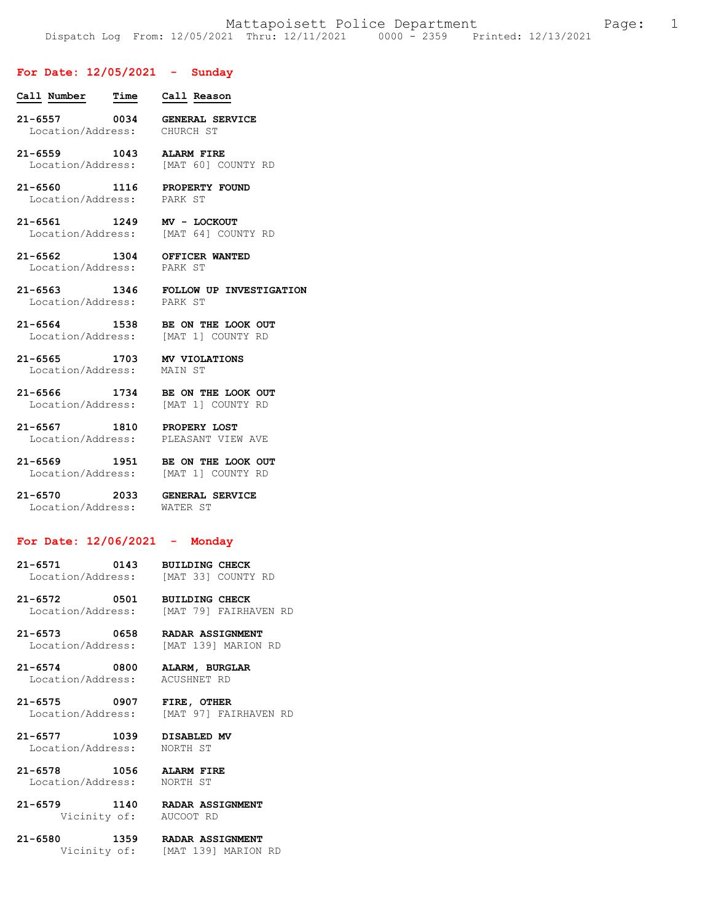## For Date: 12/05/2021 - Sunday

| Call Number | Time | Call Reason |
|---|---|---|
| 21-6557 | 0034 | GENERAL SERVICE |
| Location/Address: | | CHURCH ST |
| 21-6559 | 1043 | ALARM FIRE |
| Location/Address: | | [MAT 60] COUNTY RD |
| 21-6560 | 1116 | PROPERTY FOUND |
| Location/Address: | | PARK ST |
| 21-6561 | 1249 | MV - LOCKOUT |
| Location/Address: | | [MAT 64] COUNTY RD |
| 21-6562 | 1304 | OFFICER WANTED |
| Location/Address: | | PARK ST |
| 21-6563 | 1346 | FOLLOW UP INVESTIGATION |
| Location/Address: | | PARK ST |
| 21-6564 | 1538 | BE ON THE LOOK OUT |
| Location/Address: | | [MAT 1] COUNTY RD |
| 21-6565 | 1703 | MV VIOLATIONS |
| Location/Address: | | MAIN ST |
| 21-6566 | 1734 | BE ON THE LOOK OUT |
| Location/Address: | | [MAT 1] COUNTY RD |
| 21-6567 | 1810 | PROPERY LOST |
| Location/Address: | | PLEASANT VIEW AVE |
| 21-6569 | 1951 | BE ON THE LOOK OUT |
| Location/Address: | | [MAT 1] COUNTY RD |
| 21-6570 | 2033 | GENERAL SERVICE |
| Location/Address: | | WATER ST |

## For Date: 12/06/2021 - Monday

| Call Number | Time | Call Reason |
|---|---|---|
| 21-6571 | 0143 | BUILDING CHECK |
| Location/Address: | | [MAT 33] COUNTY RD |
| 21-6572 | 0501 | BUILDING CHECK |
| Location/Address: | | [MAT 79] FAIRHAVEN RD |
| 21-6573 | 0658 | RADAR ASSIGNMENT |
| Location/Address: | | [MAT 139] MARION RD |
| 21-6574 | 0800 | ALARM, BURGLAR |
| Location/Address: | | ACUSHNET RD |
| 21-6575 | 0907 | FIRE, OTHER |
| Location/Address: | | [MAT 97] FAIRHAVEN RD |
| 21-6577 | 1039 | DISABLED MV |
| Location/Address: | | NORTH ST |
| 21-6578 | 1056 | ALARM FIRE |
| Location/Address: | | NORTH ST |
| 21-6579 | 1140 | RADAR ASSIGNMENT |
| Vicinity of: | | AUCOOT RD |
| 21-6580 | 1359 | RADAR ASSIGNMENT |
| Vicinity of: | | [MAT 139] MARION RD |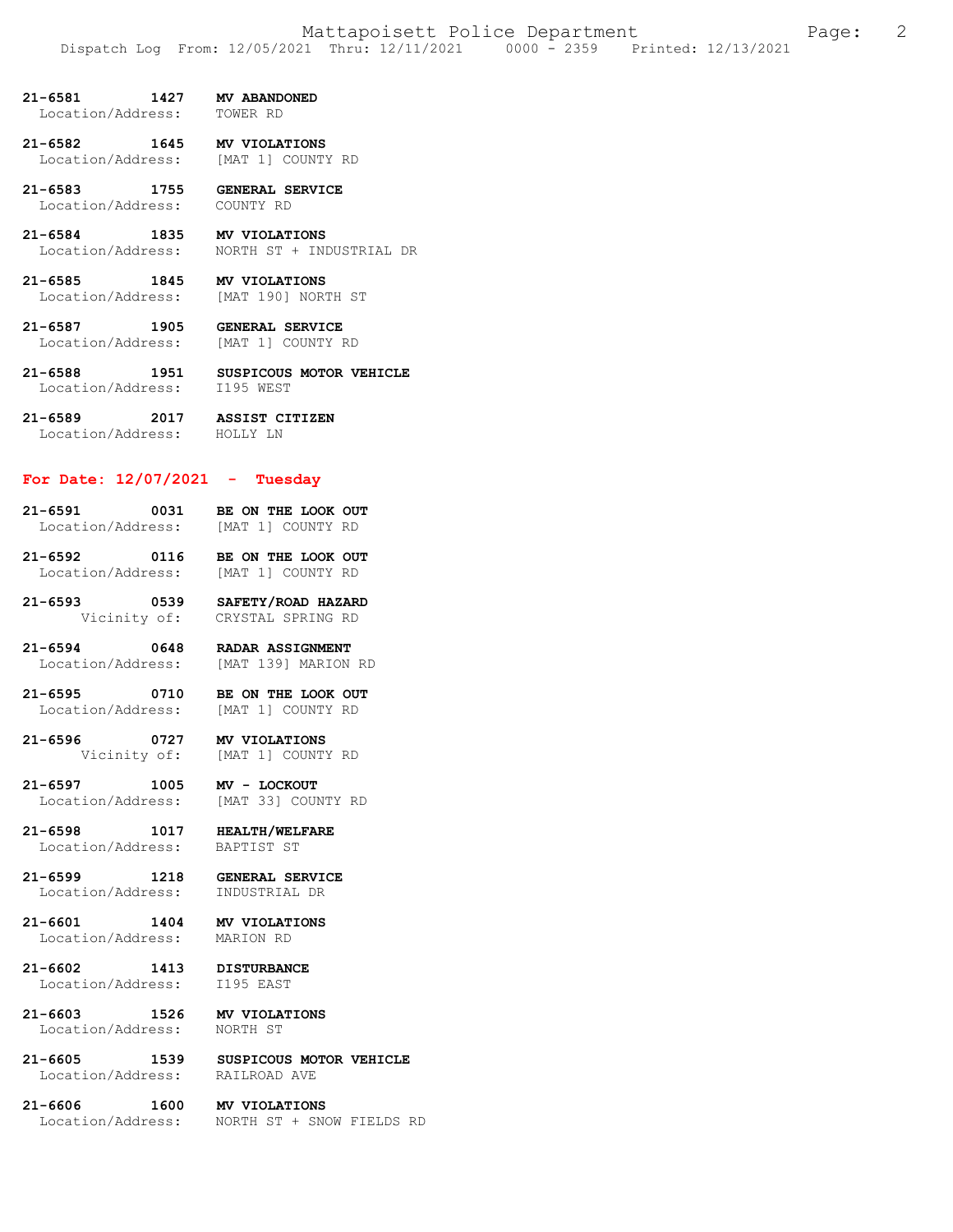**21-6581 1427 MV ABANDONED**
Location/Address: TOWER RD

**21-6582 1645 MV VIOLATIONS**
Location/Address: [MAT 1] COUNTY RD

**21-6583 1755 GENERAL SERVICE**
Location/Address: COUNTY RD

**21-6584 1835 MV VIOLATIONS**
Location/Address: NORTH ST + INDUSTRIAL DR

**21-6585 1845 MV VIOLATIONS**
Location/Address: [MAT 190] NORTH ST

**21-6587 1905 GENERAL SERVICE**
Location/Address: [MAT 1] COUNTY RD

**21-6588 1951 SUSPICOUS MOTOR VEHICLE**
Location/Address: I195 WEST

**21-6589 2017 ASSIST CITIZEN**
Location/Address: HOLLY LN

## For Date: 12/07/2021 - Tuesday

**21-6591 0031 BE ON THE LOOK OUT**
Location/Address: [MAT 1] COUNTY RD

**21-6592 0116 BE ON THE LOOK OUT**
Location/Address: [MAT 1] COUNTY RD

**21-6593 0539 SAFETY/ROAD HAZARD**
Vicinity of: CRYSTAL SPRING RD

**21-6594 0648 RADAR ASSIGNMENT**
Location/Address: [MAT 139] MARION RD

**21-6595 0710 BE ON THE LOOK OUT**
Location/Address: [MAT 1] COUNTY RD

**21-6596 0727 MV VIOLATIONS**
Vicinity of: [MAT 1] COUNTY RD

**21-6597 1005 MV - LOCKOUT**
Location/Address: [MAT 33] COUNTY RD

**21-6598 1017 HEALTH/WELFARE**
Location/Address: BAPTIST ST

**21-6599 1218 GENERAL SERVICE**
Location/Address: INDUSTRIAL DR

**21-6601 1404 MV VIOLATIONS**
Location/Address: MARION RD

**21-6602 1413 DISTURBANCE**
Location/Address: I195 EAST

**21-6603 1526 MV VIOLATIONS**
Location/Address: NORTH ST

**21-6605 1539 SUSPICOUS MOTOR VEHICLE**
Location/Address: RAILROAD AVE

**21-6606 1600 MV VIOLATIONS**
Location/Address: NORTH ST + SNOW FIELDS RD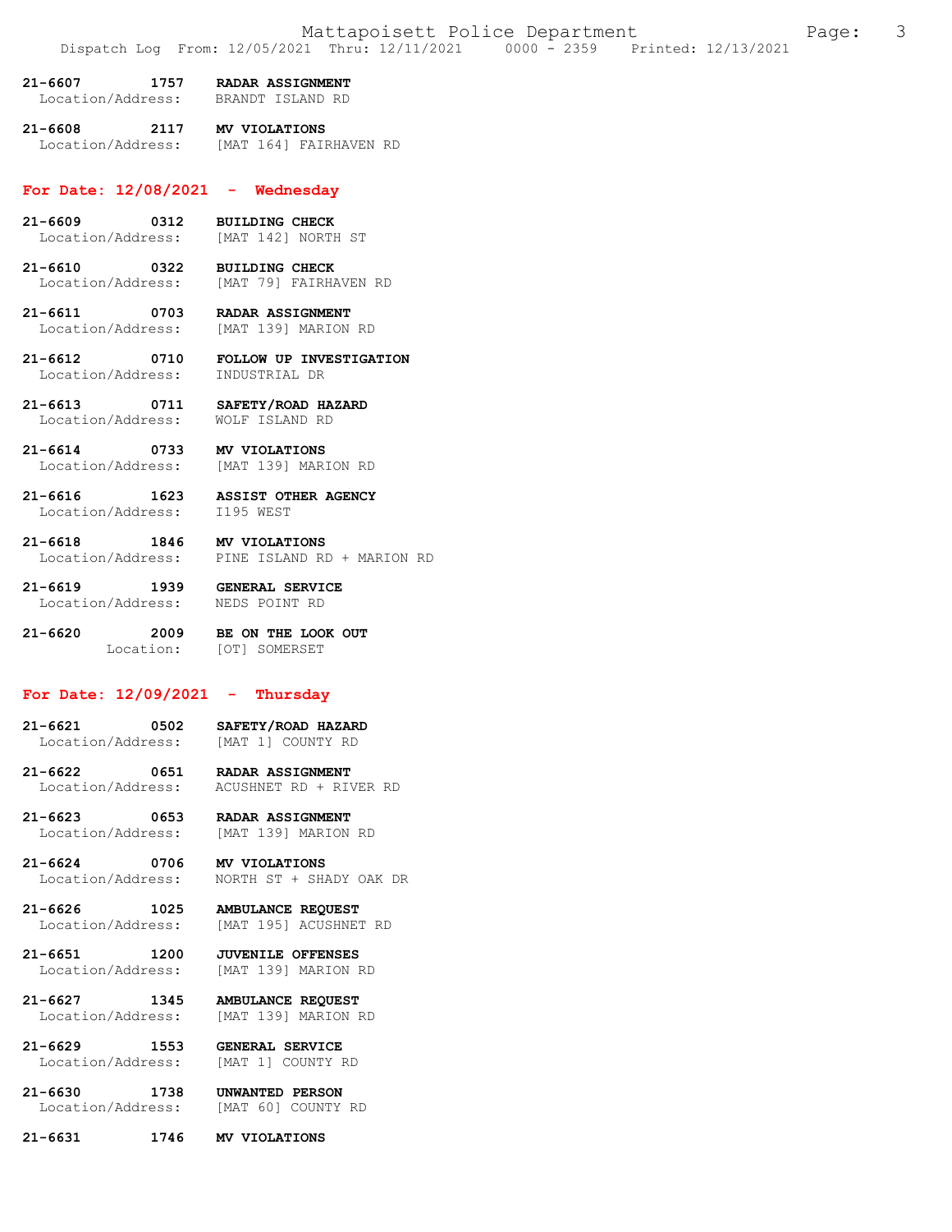**21-6607 1757 RADAR ASSIGNMENT**
Location/Address: BRANDT ISLAND RD

**21-6608 2117 MV VIOLATIONS**
Location/Address: [MAT 164] FAIRHAVEN RD

## For Date: 12/08/2021 - Wednesday

**21-6609 0312 BUILDING CHECK**
Location/Address: [MAT 142] NORTH ST

**21-6610 0322 BUILDING CHECK**
Location/Address: [MAT 79] FAIRHAVEN RD

**21-6611 0703 RADAR ASSIGNMENT**
Location/Address: [MAT 139] MARION RD

**21-6612 0710 FOLLOW UP INVESTIGATION**
Location/Address: INDUSTRIAL DR

**21-6613 0711 SAFETY/ROAD HAZARD**
Location/Address: WOLF ISLAND RD

**21-6614 0733 MV VIOLATIONS**
Location/Address: [MAT 139] MARION RD

**21-6616 1623 ASSIST OTHER AGENCY**
Location/Address: I195 WEST

**21-6618 1846 MV VIOLATIONS**
Location/Address: PINE ISLAND RD + MARION RD

**21-6619 1939 GENERAL SERVICE**
Location/Address: NEDS POINT RD

**21-6620 2009 BE ON THE LOOK OUT**
Location: [OT] SOMERSET

## For Date: 12/09/2021 - Thursday

**21-6621 0502 SAFETY/ROAD HAZARD**
Location/Address: [MAT 1] COUNTY RD

**21-6622 0651 RADAR ASSIGNMENT**
Location/Address: ACUSHNET RD + RIVER RD

**21-6623 0653 RADAR ASSIGNMENT**
Location/Address: [MAT 139] MARION RD

**21-6624 0706 MV VIOLATIONS**
Location/Address: NORTH ST + SHADY OAK DR

**21-6626 1025 AMBULANCE REQUEST**
Location/Address: [MAT 195] ACUSHNET RD

**21-6651 1200 JUVENILE OFFENSES**
Location/Address: [MAT 139] MARION RD

**21-6627 1345 AMBULANCE REQUEST**
Location/Address: [MAT 139] MARION RD

**21-6629 1553 GENERAL SERVICE**
Location/Address: [MAT 1] COUNTY RD

**21-6630 1738 UNWANTED PERSON**
Location/Address: [MAT 60] COUNTY RD

**21-6631 1746 MV VIOLATIONS**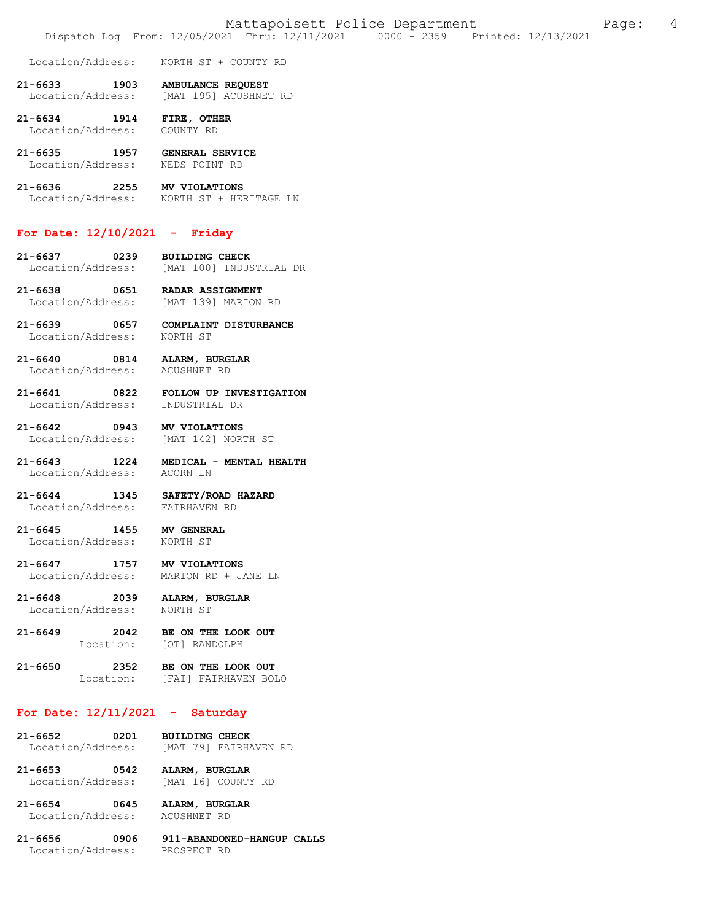Location/Address: NORTH ST + COUNTY RD

**21-6633 1903 AMBULANCE REQUEST**
Location/Address: [MAT 195] ACUSHNET RD

**21-6634 1914 FIRE, OTHER**
Location/Address: COUNTY RD

**21-6635 1957 GENERAL SERVICE**
Location/Address: NEDS POINT RD

**21-6636 2255 MV VIOLATIONS**
Location/Address: NORTH ST + HERITAGE LN

## For Date: 12/10/2021 - Friday

**21-6637 0239 BUILDING CHECK**
Location/Address: [MAT 100] INDUSTRIAL DR

**21-6638 0651 RADAR ASSIGNMENT**
Location/Address: [MAT 139] MARION RD

**21-6639 0657 COMPLAINT DISTURBANCE**
Location/Address: NORTH ST

**21-6640 0814 ALARM, BURGLAR**
Location/Address: ACUSHNET RD

**21-6641 0822 FOLLOW UP INVESTIGATION**
Location/Address: INDUSTRIAL DR

**21-6642 0943 MV VIOLATIONS**
Location/Address: [MAT 142] NORTH ST

**21-6643 1224 MEDICAL - MENTAL HEALTH**
Location/Address: ACORN LN

**21-6644 1345 SAFETY/ROAD HAZARD**
Location/Address: FAIRHAVEN RD

**21-6645 1455 MV GENERAL**
Location/Address: NORTH ST

**21-6647 1757 MV VIOLATIONS**
Location/Address: MARION RD + JANE LN

**21-6648 2039 ALARM, BURGLAR**
Location/Address: NORTH ST

**21-6649 2042 BE ON THE LOOK OUT**
Location: [OT] RANDOLPH

**21-6650 2352 BE ON THE LOOK OUT**
Location: [FAI] FAIRHAVEN BOLO

## For Date: 12/11/2021 - Saturday

**21-6652 0201 BUILDING CHECK**
Location/Address: [MAT 79] FAIRHAVEN RD

**21-6653 0542 ALARM, BURGLAR**
Location/Address: [MAT 16] COUNTY RD

**21-6654 0645 ALARM, BURGLAR**
Location/Address: ACUSHNET RD

**21-6656 0906 911-ABANDONED-HANGUP CALLS**
Location/Address: PROSPECT RD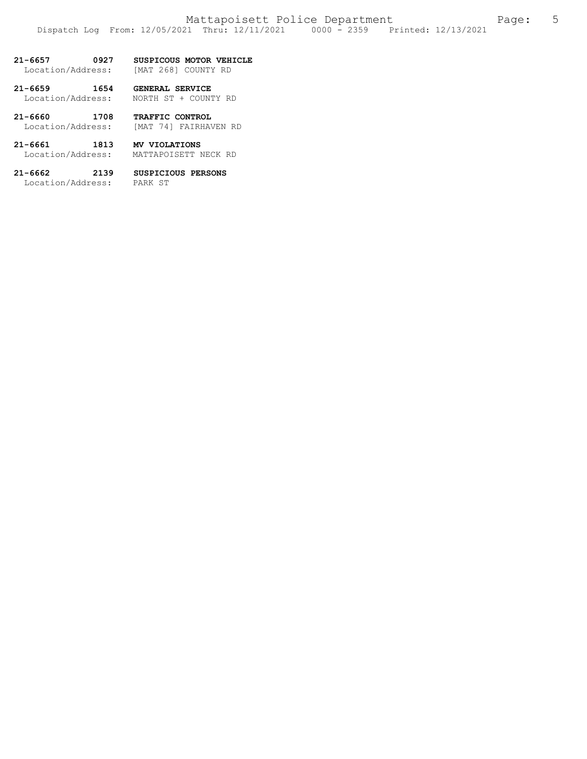**21-6657 0927 SUSPICOUS MOTOR VEHICLE**
Location/Address: [MAT 268] COUNTY RD

**21-6659 1654 GENERAL SERVICE**
Location/Address: NORTH ST + COUNTY RD

**21-6660 1708 TRAFFIC CONTROL**
Location/Address: [MAT 74] FAIRHAVEN RD

**21-6661 1813 MV VIOLATIONS**
Location/Address: MATTAPOISETT NECK RD

**21-6662 2139 SUSPICIOUS PERSONS**
Location/Address: PARK ST